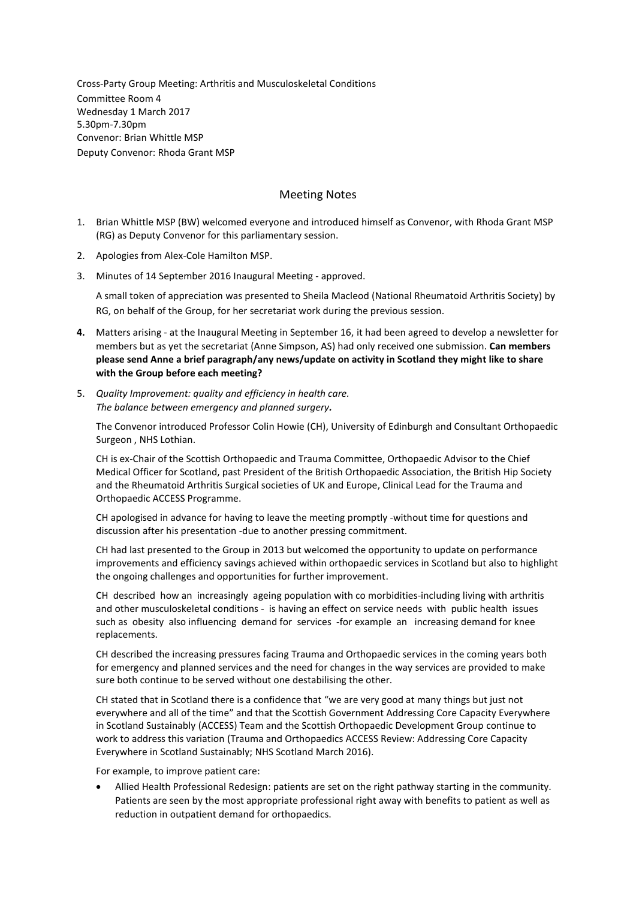Cross-Party Group Meeting: Arthritis and Musculoskeletal Conditions
Committee Room 4
Wednesday 1 March 2017
5.30pm-7.30pm
Convenor: Brian Whittle MSP
Deputy Convenor: Rhoda Grant MSP

## Meeting Notes

1. Brian Whittle MSP (BW) welcomed everyone and introduced himself as Convenor, with Rhoda Grant MSP (RG) as Deputy Convenor for this parliamentary session.

2. Apologies from Alex-Cole Hamilton MSP.

3. Minutes of 14 September 2016 Inaugural Meeting - approved.

   A small token of appreciation was presented to Sheila Macleod (National Rheumatoid Arthritis Society) by RG, on behalf of the Group, for her secretariat work during the previous session.

4. Matters arising - at the Inaugural Meeting in September 16, it had been agreed to develop a newsletter for members but as yet the secretariat (Anne Simpson, AS) had only received one submission. **Can members please send Anne a brief paragraph/any news/update on activity in Scotland they might like to share with the Group before each meeting?**

5. *Quality Improvement: quality and efficiency in health care.*
   ***The balance between emergency and planned surgery.***

   The Convenor introduced Professor Colin Howie (CH), University of Edinburgh and Consultant Orthopaedic Surgeon , NHS Lothian.

   CH is ex-Chair of the Scottish Orthopaedic and Trauma Committee, Orthopaedic Advisor to the Chief Medical Officer for Scotland, past President of the British Orthopaedic Association, the British Hip Society and the Rheumatoid Arthritis Surgical societies of UK and Europe, Clinical Lead for the Trauma and Orthopaedic ACCESS Programme.

   CH apologised in advance for having to leave the meeting promptly -without time for questions and discussion after his presentation -due to another pressing commitment.

   CH had last presented to the Group in 2013 but welcomed the opportunity to update on performance improvements and efficiency savings achieved within orthopaedic services in Scotland but also to highlight the ongoing challenges and opportunities for further improvement.

   CH described how an increasingly ageing population with co morbidities-including living with arthritis and other musculoskeletal conditions - is having an effect on service needs with public health issues such as obesity also influencing demand for services -for example an increasing demand for knee replacements.

   CH described the increasing pressures facing Trauma and Orthopaedic services in the coming years both for emergency and planned services and the need for changes in the way services are provided to make sure both continue to be served without one destabilising the other.

   CH stated that in Scotland there is a confidence that "we are very good at many things but just not everywhere and all of the time" and that the Scottish Government Addressing Core Capacity Everywhere in Scotland Sustainably (ACCESS) Team and the Scottish Orthopaedic Development Group continue to work to address this variation (Trauma and Orthopaedics ACCESS Review: Addressing Core Capacity Everywhere in Scotland Sustainably; NHS Scotland March 2016).

   For example, to improve patient care:

   - Allied Health Professional Redesign: patients are set on the right pathway starting in the community. Patients are seen by the most appropriate professional right away with benefits to patient as well as reduction in outpatient demand for orthopaedics.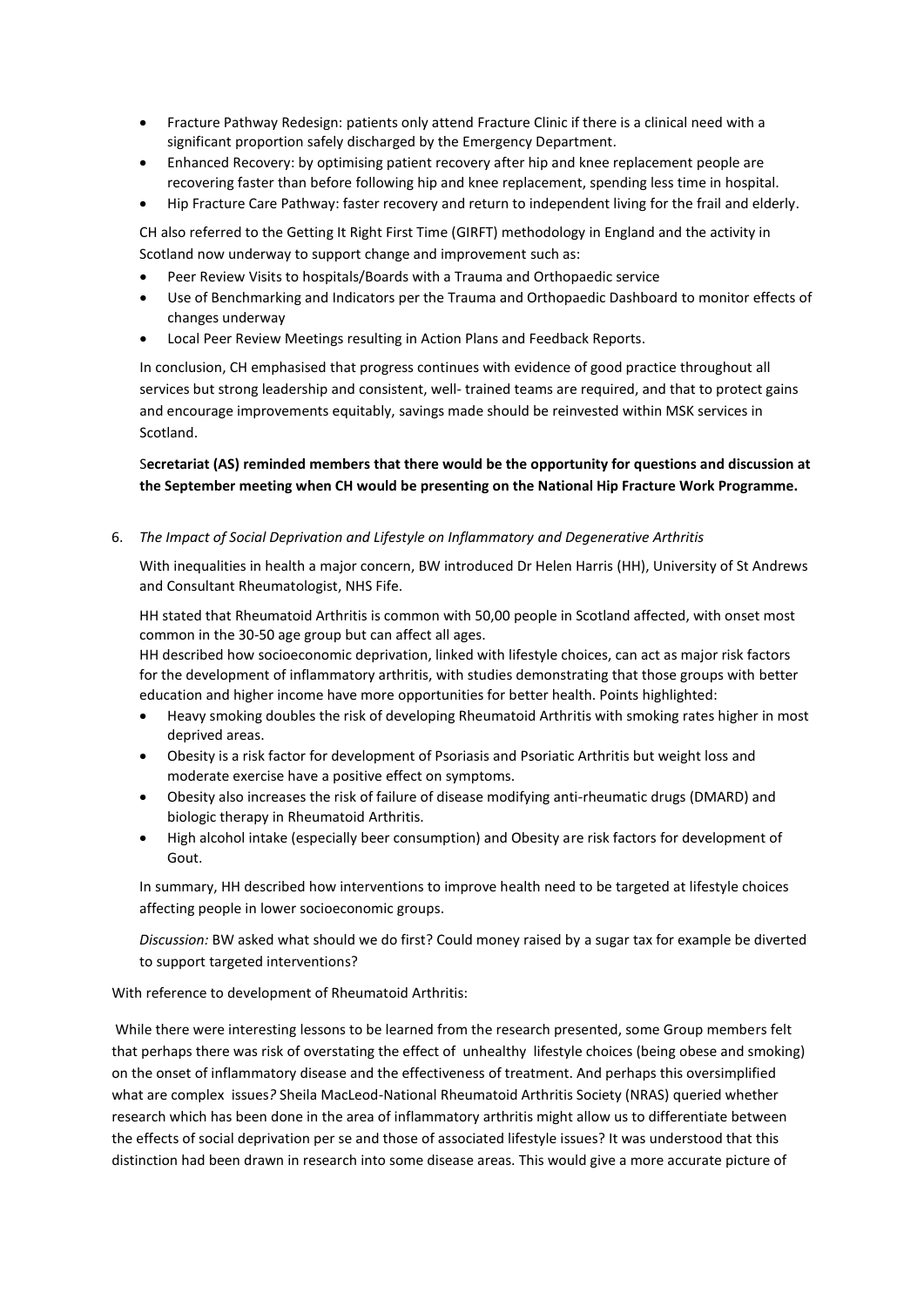- Fracture Pathway Redesign: patients only attend Fracture Clinic if there is a clinical need with a significant proportion safely discharged by the Emergency Department.
- Enhanced Recovery: by optimising patient recovery after hip and knee replacement people are recovering faster than before following hip and knee replacement, spending less time in hospital.
- Hip Fracture Care Pathway: faster recovery and return to independent living for the frail and elderly.

CH also referred to the Getting It Right First Time (GIRFT) methodology in England and the activity in Scotland now underway to support change and improvement such as:

- Peer Review Visits to hospitals/Boards with a Trauma and Orthopaedic service
- Use of Benchmarking and Indicators per the Trauma and Orthopaedic Dashboard to monitor effects of changes underway
- Local Peer Review Meetings resulting in Action Plans and Feedback Reports.

In conclusion, CH emphasised that progress continues with evidence of good practice throughout all services but strong leadership and consistent, well- trained teams are required, and that to protect gains and encourage improvements equitably, savings made should be reinvested within MSK services in Scotland.

**Secretariat (AS) reminded members that there would be the opportunity for questions and discussion at the September meeting when CH would be presenting on the National Hip Fracture Work Programme.**

6. *The Impact of Social Deprivation and Lifestyle on Inflammatory and Degenerative Arthritis*

With inequalities in health a major concern, BW introduced Dr Helen Harris (HH), University of St Andrews and Consultant Rheumatologist, NHS Fife.

HH stated that Rheumatoid Arthritis is common with 50,00 people in Scotland affected, with onset most common in the 30-50 age group but can affect all ages.

HH described how socioeconomic deprivation, linked with lifestyle choices, can act as major risk factors for the development of inflammatory arthritis, with studies demonstrating that those groups with better education and higher income have more opportunities for better health. Points highlighted:

- Heavy smoking doubles the risk of developing Rheumatoid Arthritis with smoking rates higher in most deprived areas.
- Obesity is a risk factor for development of Psoriasis and Psoriatic Arthritis but weight loss and moderate exercise have a positive effect on symptoms.
- Obesity also increases the risk of failure of disease modifying anti-rheumatic drugs (DMARD) and biologic therapy in Rheumatoid Arthritis.
- High alcohol intake (especially beer consumption) and Obesity are risk factors for development of Gout.

In summary, HH described how interventions to improve health need to be targeted at lifestyle choices affecting people in lower socioeconomic groups.

*Discussion:* BW asked what should we do first? Could money raised by a sugar tax for example be diverted to support targeted interventions?

With reference to development of Rheumatoid Arthritis:

While there were interesting lessons to be learned from the research presented, some Group members felt that perhaps there was risk of overstating the effect of unhealthy lifestyle choices (being obese and smoking) on the onset of inflammatory disease and the effectiveness of treatment. And perhaps this oversimplified what are complex issues? Sheila MacLeod-National Rheumatoid Arthritis Society (NRAS) queried whether research which has been done in the area of inflammatory arthritis might allow us to differentiate between the effects of social deprivation per se and those of associated lifestyle issues? It was understood that this distinction had been drawn in research into some disease areas. This would give a more accurate picture of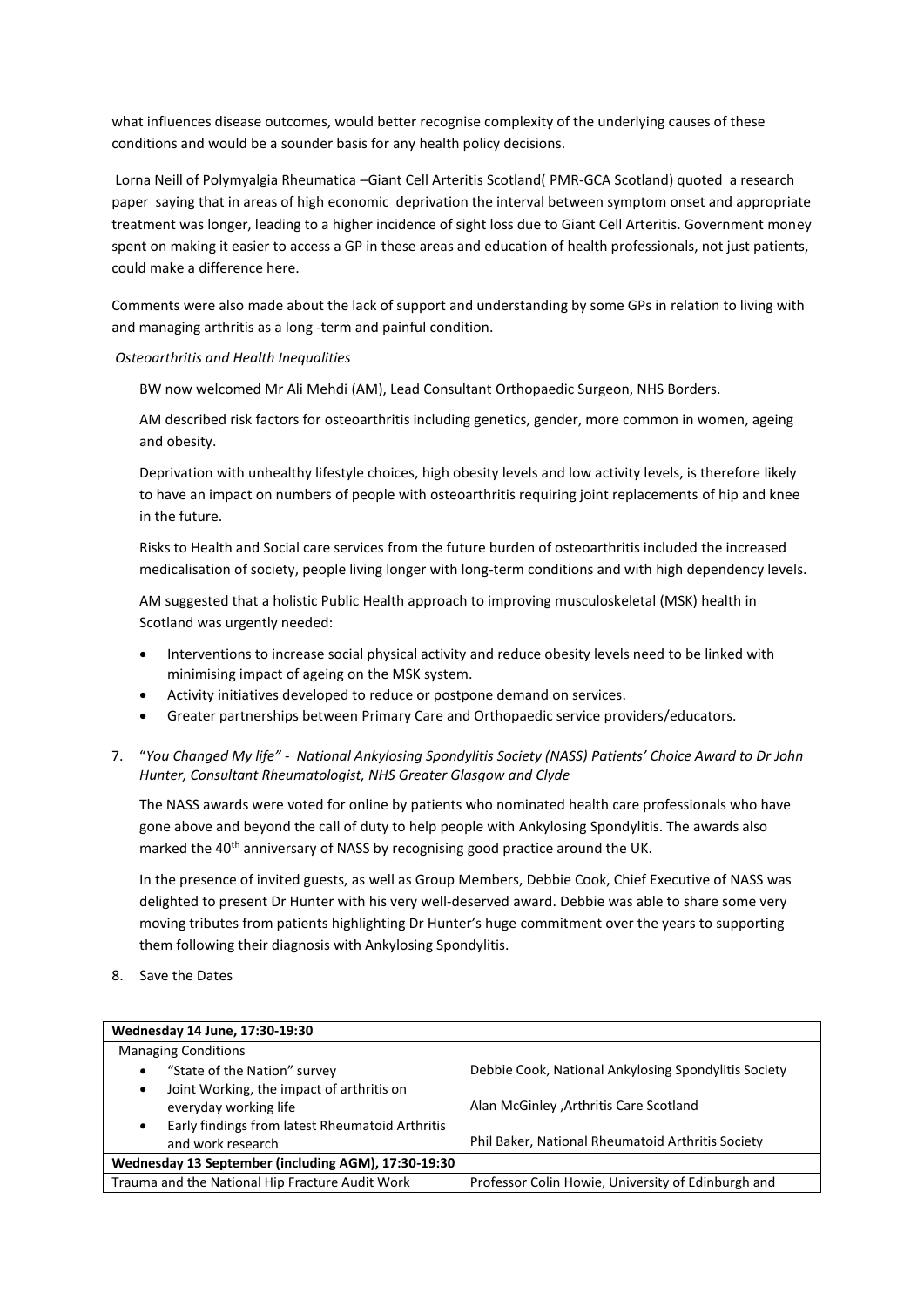what influences disease outcomes, would better recognise complexity of the underlying causes of these conditions and would be a sounder basis for any health policy decisions.

Lorna Neill of Polymyalgia Rheumatica –Giant Cell Arteritis Scotland( PMR-GCA Scotland) quoted a research paper saying that in areas of high economic deprivation the interval between symptom onset and appropriate treatment was longer, leading to a higher incidence of sight loss due to Giant Cell Arteritis. Government money spent on making it easier to access a GP in these areas and education of health professionals, not just patients, could make a difference here.

Comments were also made about the lack of support and understanding by some GPs in relation to living with and managing arthritis as a long -term and painful condition.

*Osteoarthritis and Health Inequalities*

BW now welcomed Mr Ali Mehdi (AM), Lead Consultant Orthopaedic Surgeon, NHS Borders.

AM described risk factors for osteoarthritis including genetics, gender, more common in women, ageing and obesity.

Deprivation with unhealthy lifestyle choices, high obesity levels and low activity levels, is therefore likely to have an impact on numbers of people with osteoarthritis requiring joint replacements of hip and knee in the future.

Risks to Health and Social care services from the future burden of osteoarthritis included the increased medicalisation of society, people living longer with long-term conditions and with high dependency levels.

AM suggested that a holistic Public Health approach to improving musculoskeletal (MSK) health in Scotland was urgently needed:

- Interventions to increase social physical activity and reduce obesity levels need to be linked with minimising impact of ageing on the MSK system.
- Activity initiatives developed to reduce or postpone demand on services.
- Greater partnerships between Primary Care and Orthopaedic service providers/educators.

7. "*You Changed My life" - National Ankylosing Spondylitis Society (NASS) Patients' Choice Award to Dr John Hunter, Consultant Rheumatologist, NHS Greater Glasgow and Clyde*

The NASS awards were voted for online by patients who nominated health care professionals who have gone above and beyond the call of duty to help people with Ankylosing Spondylitis. The awards also marked the 40th anniversary of NASS by recognising good practice around the UK.

In the presence of invited guests, as well as Group Members, Debbie Cook, Chief Executive of NASS was delighted to present Dr Hunter with his very well-deserved award. Debbie was able to share some very moving tributes from patients highlighting Dr Hunter's huge commitment over the years to supporting them following their diagnosis with Ankylosing Spondylitis.

8. Save the Dates

| **Wednesday 14 June, 17:30-19:30** | |
|---|---|
| Managing Conditions | |
| • "State of the Nation" survey | Debbie Cook, National Ankylosing Spondylitis Society |
| • Joint Working, the impact of arthritis on everyday working life | Alan McGinley ,Arthritis Care Scotland |
| • Early findings from latest Rheumatoid Arthritis and work research | Phil Baker, National Rheumatoid Arthritis Society |
| **Wednesday 13 September (including AGM), 17:30-19:30** | |
| Trauma and the National Hip Fracture Audit Work | Professor Colin Howie, University of Edinburgh and |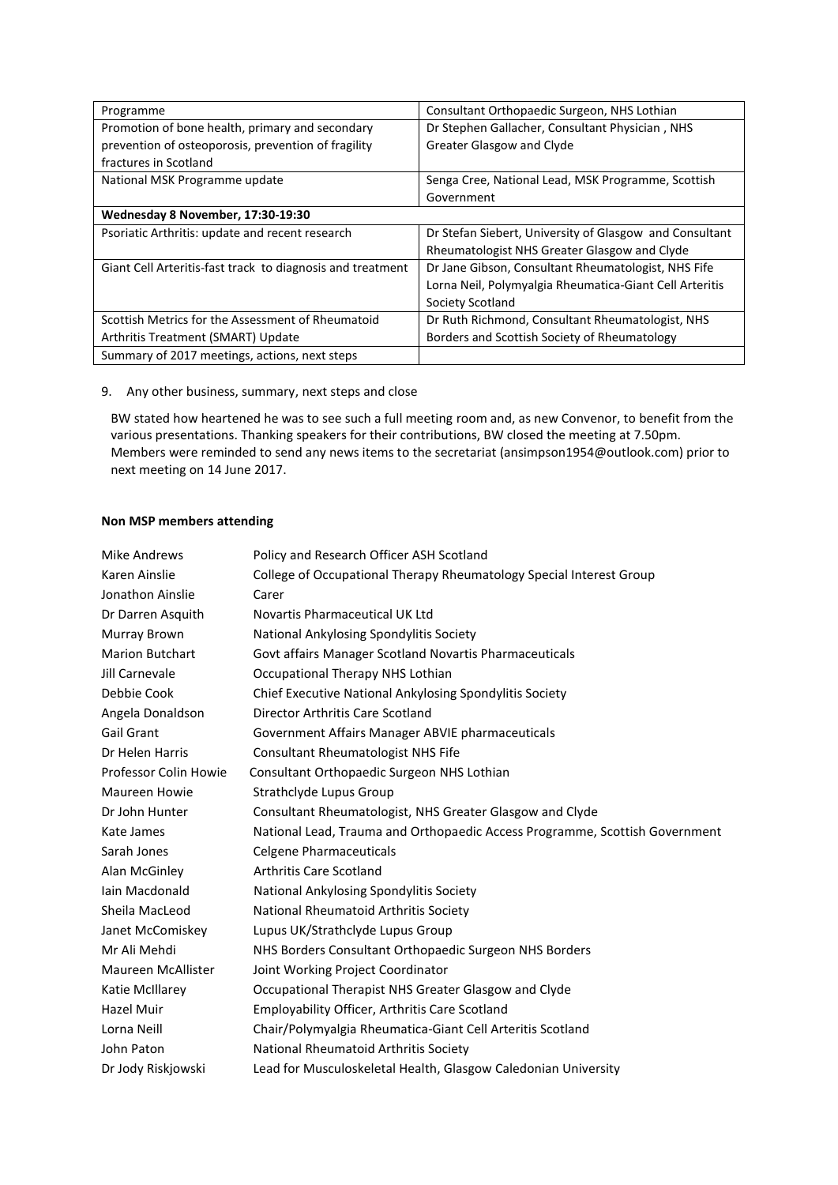| Programme | Consultant Orthopaedic Surgeon, NHS Lothian |
|---|---|
| Promotion of bone health, primary and secondary prevention of osteoporosis, prevention of fragility fractures in Scotland | Dr Stephen Gallacher, Consultant Physician , NHS Greater Glasgow and Clyde |
| National MSK Programme update | Senga Cree, National Lead, MSK Programme, Scottish Government |
| **Wednesday 8 November, 17:30-19:30** | |
| Psoriatic Arthritis: update and recent research | Dr Stefan Siebert, University of Glasgow and Consultant Rheumatologist NHS Greater Glasgow and Clyde |
| Giant Cell Arteritis-fast track to diagnosis and treatment | Dr Jane Gibson, Consultant Rheumatologist, NHS Fife<br>Lorna Neil, Polymyalgia Rheumatica-Giant Cell Arteritis Society Scotland |
| Scottish Metrics for the Assessment of Rheumatoid Arthritis Treatment (SMART) Update | Dr Ruth Richmond, Consultant Rheumatologist, NHS Borders and Scottish Society of Rheumatology |
| Summary of 2017 meetings, actions, next steps | |

9. Any other business, summary, next steps and close

BW stated how heartened he was to see such a full meeting room and, as new Convenor, to benefit from the various presentations. Thanking speakers for their contributions, BW closed the meeting at 7.50pm. Members were reminded to send any news items to the secretariat (ansimpson1954@outlook.com) prior to next meeting on 14 June 2017.

**Non MSP members attending**

| | |
|---|---|
| Mike Andrews | Policy and Research Officer ASH Scotland |
| Karen Ainslie | College of Occupational Therapy Rheumatology Special Interest Group |
| Jonathon Ainslie | Carer |
| Dr Darren Asquith | Novartis Pharmaceutical UK Ltd |
| Murray Brown | National Ankylosing Spondylitis Society |
| Marion Butchart | Govt affairs Manager Scotland Novartis Pharmaceuticals |
| Jill Carnevale | Occupational Therapy NHS Lothian |
| Debbie Cook | Chief Executive National Ankylosing Spondylitis Society |
| Angela Donaldson | Director Arthritis Care Scotland |
| Gail Grant | Government Affairs Manager ABVIE pharmaceuticals |
| Dr Helen Harris | Consultant Rheumatologist NHS Fife |
| Professor Colin Howie | Consultant Orthopaedic Surgeon NHS Lothian |
| Maureen Howie | Strathclyde Lupus Group |
| Dr John Hunter | Consultant Rheumatologist, NHS Greater Glasgow and Clyde |
| Kate James | National Lead, Trauma and Orthopaedic Access Programme, Scottish Government |
| Sarah Jones | Celgene Pharmaceuticals |
| Alan McGinley | Arthritis Care Scotland |
| Iain Macdonald | National Ankylosing Spondylitis Society |
| Sheila MacLeod | National Rheumatoid Arthritis Society |
| Janet McComiskey | Lupus UK/Strathclyde Lupus Group |
| Mr Ali Mehdi | NHS Borders Consultant Orthopaedic Surgeon NHS Borders |
| Maureen McAllister | Joint Working Project Coordinator |
| Katie McIllarey | Occupational Therapist NHS Greater Glasgow and Clyde |
| Hazel Muir | Employability Officer, Arthritis Care Scotland |
| Lorna Neill | Chair/Polymyalgia Rheumatica-Giant Cell Arteritis Scotland |
| John Paton | National Rheumatoid Arthritis Society |
| Dr Jody Riskjowski | Lead for Musculoskeletal Health, Glasgow Caledonian University |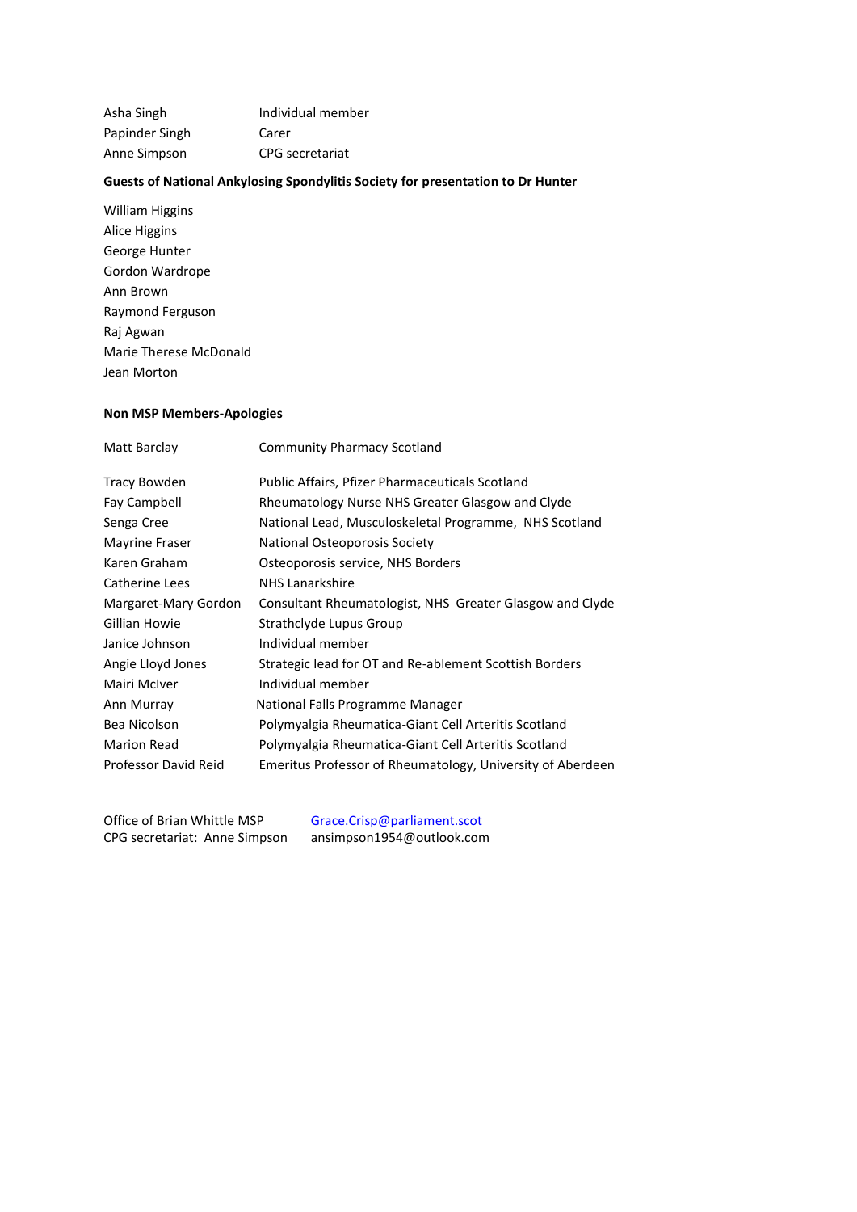| | |
|---|---|
| Asha Singh | Individual member |
| Papinder Singh | Carer |
| Anne Simpson | CPG secretariat |

**Guests of National Ankylosing Spondylitis Society for presentation to Dr Hunter**

William Higgins
Alice Higgins
George Hunter
Gordon Wardrope
Ann Brown
Raymond Ferguson
Raj Agwan
Marie Therese McDonald
Jean Morton

**Non MSP Members-Apologies**

| | |
|---|---|
| Matt Barclay | Community Pharmacy Scotland |
| Tracy Bowden | Public Affairs, Pfizer Pharmaceuticals Scotland |
| Fay Campbell | Rheumatology Nurse NHS Greater Glasgow and Clyde |
| Senga Cree | National Lead, Musculoskeletal Programme, NHS Scotland |
| Mayrine Fraser | National Osteoporosis Society |
| Karen Graham | Osteoporosis service, NHS Borders |
| Catherine Lees | NHS Lanarkshire |
| Margaret-Mary Gordon | Consultant Rheumatologist, NHS Greater Glasgow and Clyde |
| Gillian Howie | Strathclyde Lupus Group |
| Janice Johnson | Individual member |
| Angie Lloyd Jones | Strategic lead for OT and Re-ablement Scottish Borders |
| Mairi McIver | Individual member |
| Ann Murray | National Falls Programme Manager |
| Bea Nicolson | Polymyalgia Rheumatica-Giant Cell Arteritis Scotland |
| Marion Read | Polymyalgia Rheumatica-Giant Cell Arteritis Scotland |
| Professor David Reid | Emeritus Professor of Rheumatology, University of Aberdeen |

| | |
|---|---|
| Office of Brian Whittle MSP | Grace.Crisp@parliament.scot |
| CPG secretariat: Anne Simpson | ansimpson1954@outlook.com |